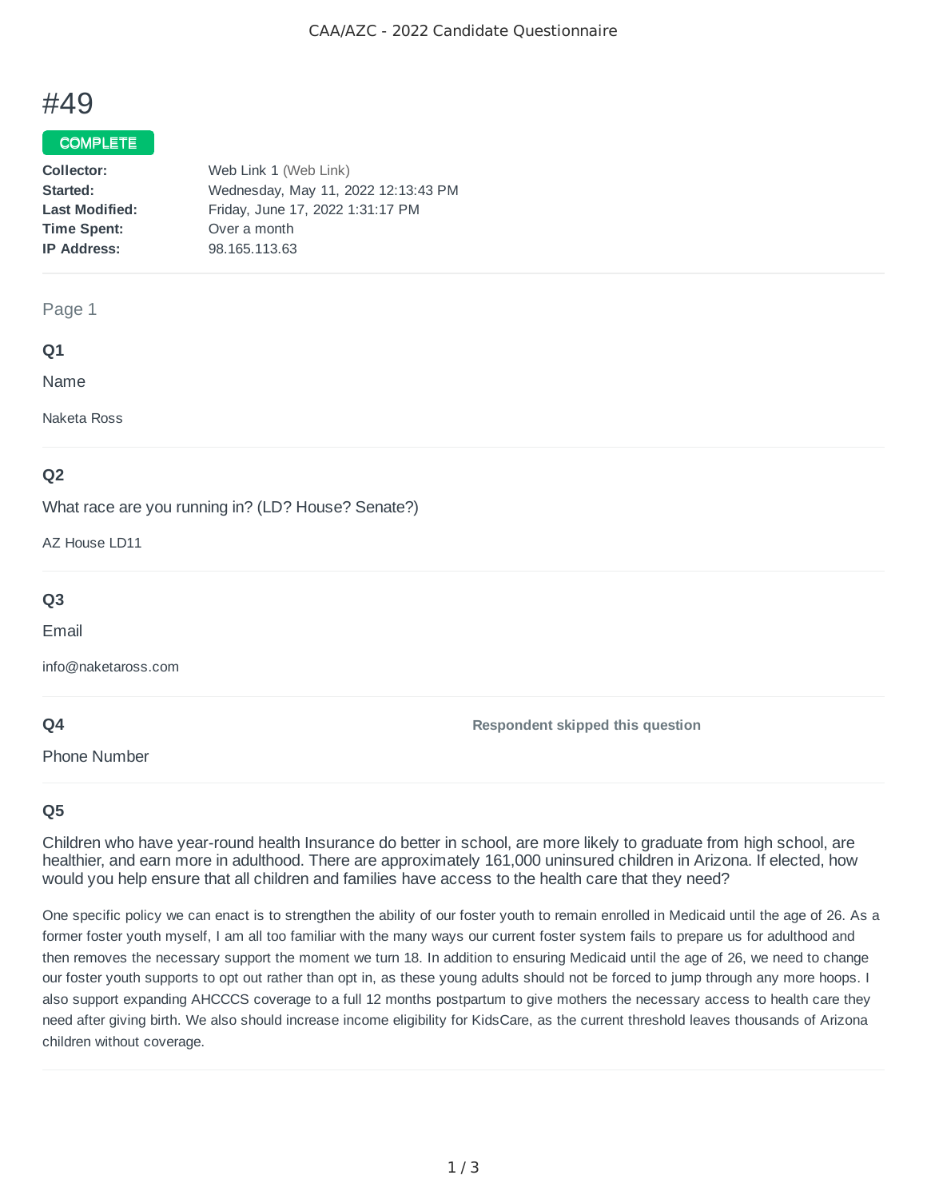CAA/AZC - 2022 Candidate Questionnaire

# #49

**COMPLETE**

**Collector:** Web Link 1 (Web Link)
**Started:** Wednesday, May 11, 2022 12:13:43 PM
**Last Modified:** Friday, June 17, 2022 1:31:17 PM
**Time Spent:** Over a month
**IP Address:** 98.165.113.63

Page 1

## Q1

Name

Naketa Ross

## Q2

What race are you running in? (LD? House? Senate?)

AZ House LD11

## Q3

Email

info@naketaross.com

## Q4

Phone Number

**Respondent skipped this question**

## Q5

Children who have year-round health Insurance do better in school, are more likely to graduate from high school, are healthier, and earn more in adulthood. There are approximately 161,000 uninsured children in Arizona. If elected, how would you help ensure that all children and families have access to the health care that they need?

One specific policy we can enact is to strengthen the ability of our foster youth to remain enrolled in Medicaid until the age of 26. As a former foster youth myself, I am all too familiar with the many ways our current foster system fails to prepare us for adulthood and then removes the necessary support the moment we turn 18. In addition to ensuring Medicaid until the age of 26, we need to change our foster youth supports to opt out rather than opt in, as these young adults should not be forced to jump through any more hoops. I also support expanding AHCCCS coverage to a full 12 months postpartum to give mothers the necessary access to health care they need after giving birth. We also should increase income eligibility for KidsCare, as the current threshold leaves thousands of Arizona children without coverage.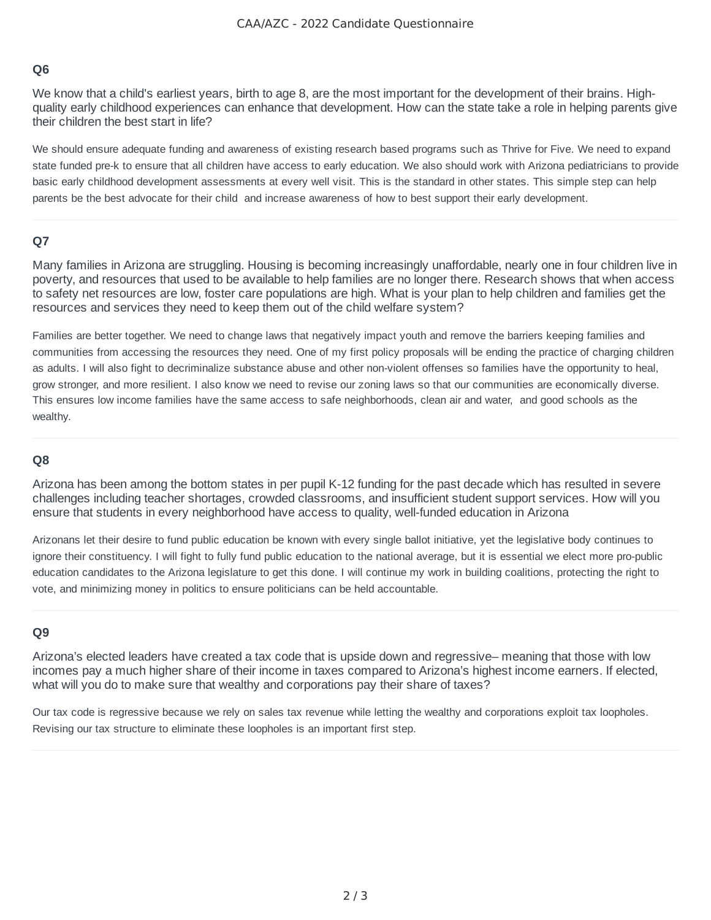### Q6

We know that a child's earliest years, birth to age 8, are the most important for the development of their brains. High-quality early childhood experiences can enhance that development. How can the state take a role in helping parents give their children the best start in life?

We should ensure adequate funding and awareness of existing research based programs such as Thrive for Five. We need to expand state funded pre-k to ensure that all children have access to early education. We also should work with Arizona pediatricians to provide basic early childhood development assessments at every well visit. This is the standard in other states. This simple step can help parents be the best advocate for their child and increase awareness of how to best support their early development.

---

### Q7

Many families in Arizona are struggling. Housing is becoming increasingly unaffordable, nearly one in four children live in poverty, and resources that used to be available to help families are no longer there. Research shows that when access to safety net resources are low, foster care populations are high. What is your plan to help children and families get the resources and services they need to keep them out of the child welfare system?

Families are better together. We need to change laws that negatively impact youth and remove the barriers keeping families and communities from accessing the resources they need. One of my first policy proposals will be ending the practice of charging children as adults. I will also fight to decriminalize substance abuse and other non-violent offenses so families have the opportunity to heal, grow stronger, and more resilient. I also know we need to revise our zoning laws so that our communities are economically diverse. This ensures low income families have the same access to safe neighborhoods, clean air and water, and good schools as the wealthy.

---

### Q8

Arizona has been among the bottom states in per pupil K-12 funding for the past decade which has resulted in severe challenges including teacher shortages, crowded classrooms, and insufficient student support services. How will you ensure that students in every neighborhood have access to quality, well-funded education in Arizona

Arizonans let their desire to fund public education be known with every single ballot initiative, yet the legislative body continues to ignore their constituency. I will fight to fully fund public education to the national average, but it is essential we elect more pro-public education candidates to the Arizona legislature to get this done. I will continue my work in building coalitions, protecting the right to vote, and minimizing money in politics to ensure politicians can be held accountable.

---

### Q9

Arizona's elected leaders have created a tax code that is upside down and regressive– meaning that those with low incomes pay a much higher share of their income in taxes compared to Arizona's highest income earners. If elected, what will you do to make sure that wealthy and corporations pay their share of taxes?

Our tax code is regressive because we rely on sales tax revenue while letting the wealthy and corporations exploit tax loopholes. Revising our tax structure to eliminate these loopholes is an important first step.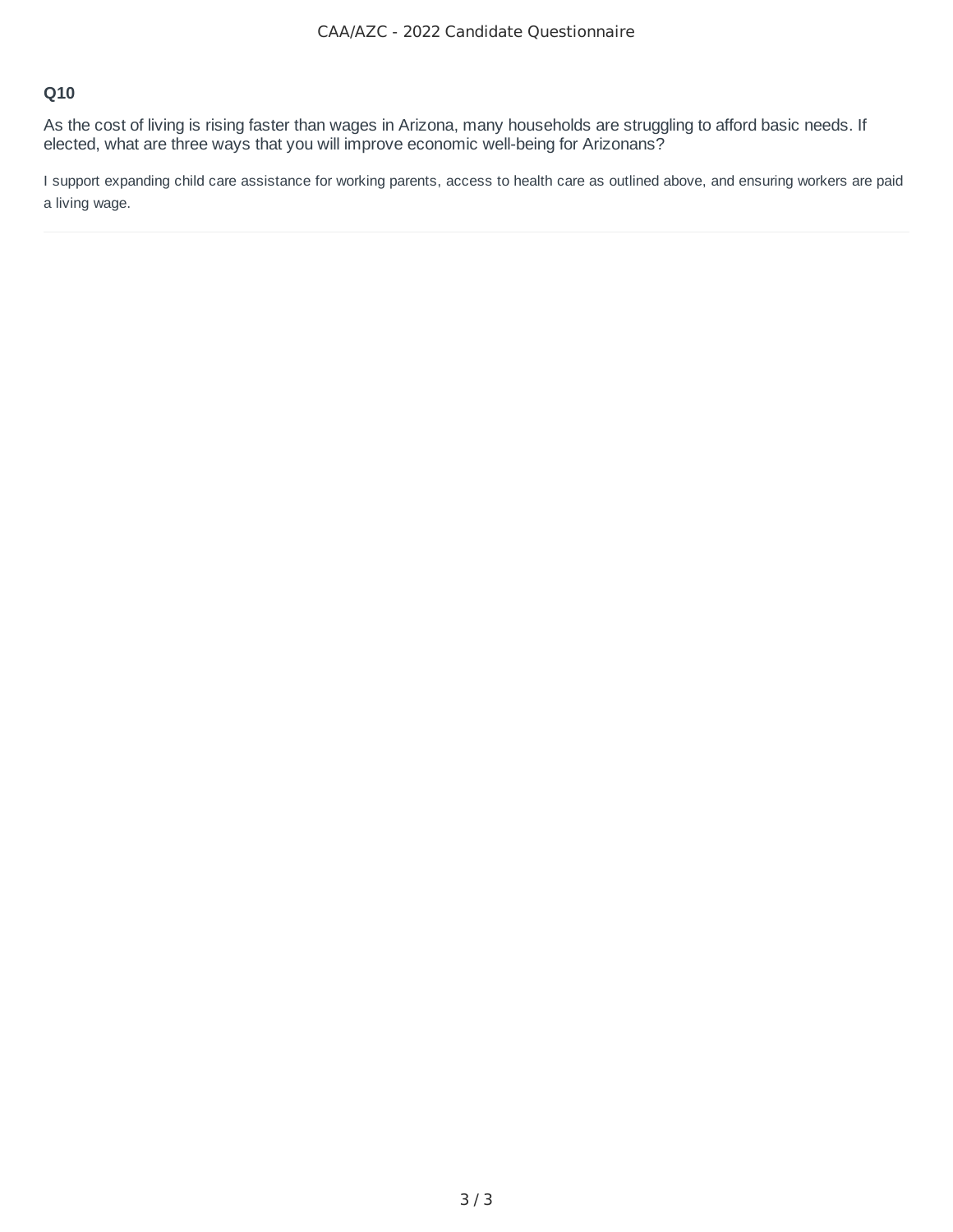**Q10**

As the cost of living is rising faster than wages in Arizona, many households are struggling to afford basic needs. If elected, what are three ways that you will improve economic well-being for Arizonans?

I support expanding child care assistance for working parents, access to health care as outlined above, and ensuring workers are paid a living wage.